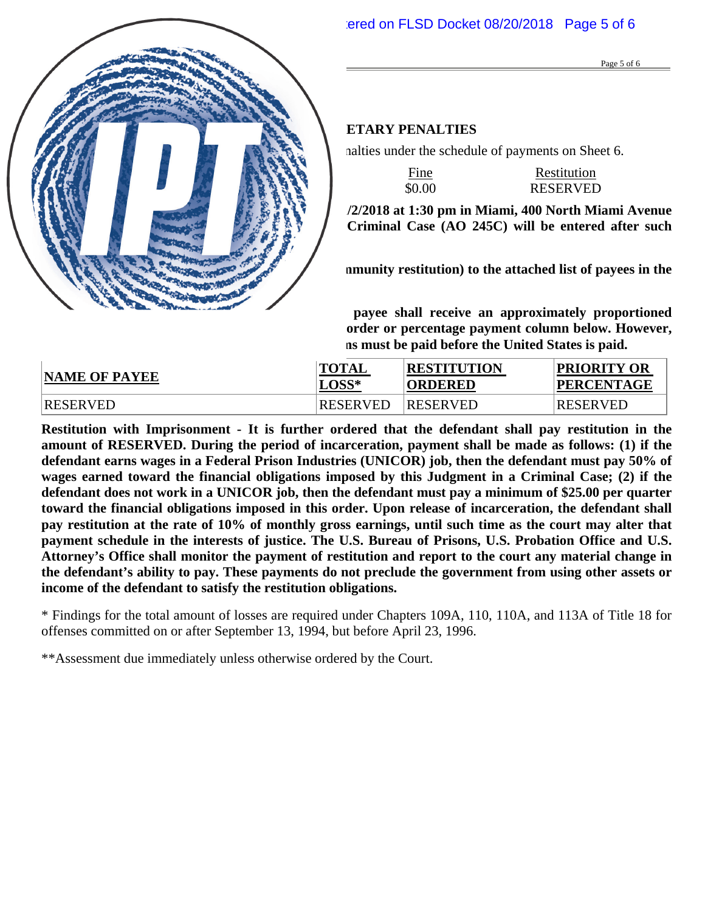**ETARY PENALTIES**

nalties under the schedule of payments on Sheet 6.

| Fine | Restitution |
|---|---|
| $0.00 | RESERVED |

**/2/2018 at 1:30 pm in Miami, 400 North Miami Avenue Criminal Case (AO 245C) will be entered after such**

**nmunity restitution) to the attached list of payees in the**

**payee shall receive an approximately proportioned order or percentage payment column below. However, ns must be paid before the United States is paid.**

| NAME OF PAYEE | TOTAL LOSS* | RESTITUTION ORDERED | PRIORITY OR PERCENTAGE |
|---|---|---|---|
| RESERVED | RESERVED | RESERVED | RESERVED |

**Restitution with Imprisonment - It is further ordered that the defendant shall pay restitution in the amount of RESERVED. During the period of incarceration, payment shall be made as follows: (1) if the defendant earns wages in a Federal Prison Industries (UNICOR) job, then the defendant must pay 50% of wages earned toward the financial obligations imposed by this Judgment in a Criminal Case; (2) if the defendant does not work in a UNICOR job, then the defendant must pay a minimum of $25.00 per quarter toward the financial obligations imposed in this order. Upon release of incarceration, the defendant shall pay restitution at the rate of 10% of monthly gross earnings, until such time as the court may alter that payment schedule in the interests of justice. The U.S. Bureau of Prisons, U.S. Probation Office and U.S. Attorney's Office shall monitor the payment of restitution and report to the court any material change in the defendant's ability to pay. These payments do not preclude the government from using other assets or income of the defendant to satisfy the restitution obligations.**

* Findings for the total amount of losses are required under Chapters 109A, 110, 110A, and 113A of Title 18 for offenses committed on or after September 13, 1994, but before April 23, 1996.

**Assessment due immediately unless otherwise ordered by the Court.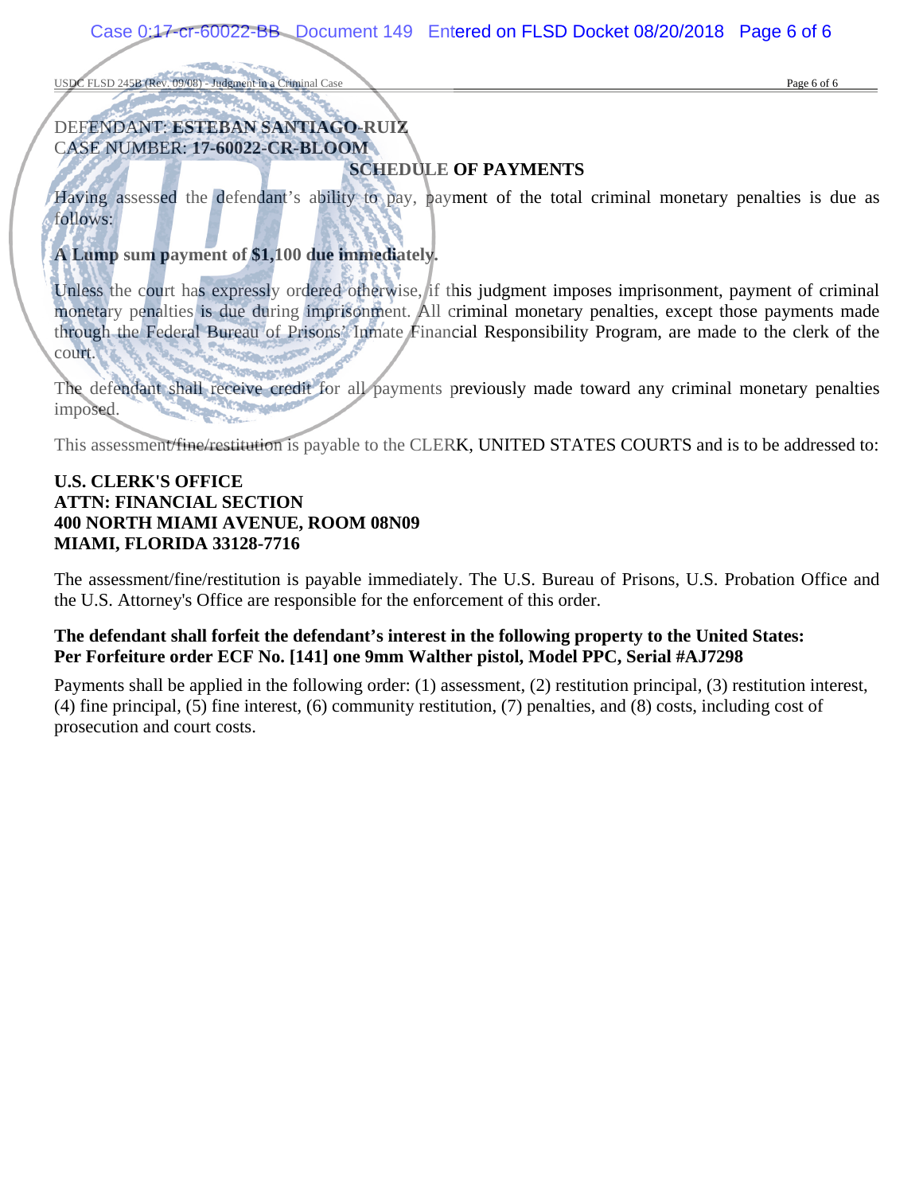DEFENDANT: **ESTEBAN SANTIAGO-RUIZ**
CASE NUMBER: **17-60022-CR-BLOOM**

## SCHEDULE OF PAYMENTS

Having assessed the defendant's ability to pay, payment of the total criminal monetary penalties is due as follows:

**A Lump sum payment of $1,100 due immediately.**

Unless the court has expressly ordered otherwise, if this judgment imposes imprisonment, payment of criminal monetary penalties is due during imprisonment. All criminal monetary penalties, except those payments made through the Federal Bureau of Prisons' Inmate Financial Responsibility Program, are made to the clerk of the court.

The defendant shall receive credit for all payments previously made toward any criminal monetary penalties imposed.

This assessment/fine/restitution is payable to the CLERK, UNITED STATES COURTS and is to be addressed to:

**U.S. CLERK'S OFFICE**
**ATTN: FINANCIAL SECTION**
**400 NORTH MIAMI AVENUE, ROOM 08N09**
**MIAMI, FLORIDA 33128-7716**

The assessment/fine/restitution is payable immediately. The U.S. Bureau of Prisons, U.S. Probation Office and the U.S. Attorney's Office are responsible for the enforcement of this order.

**The defendant shall forfeit the defendant's interest in the following property to the United States:**
**Per Forfeiture order ECF No. [141] one 9mm Walther pistol, Model PPC, Serial #AJ7298**

Payments shall be applied in the following order: (1) assessment, (2) restitution principal, (3) restitution interest, (4) fine principal, (5) fine interest, (6) community restitution, (7) penalties, and (8) costs, including cost of prosecution and court costs.